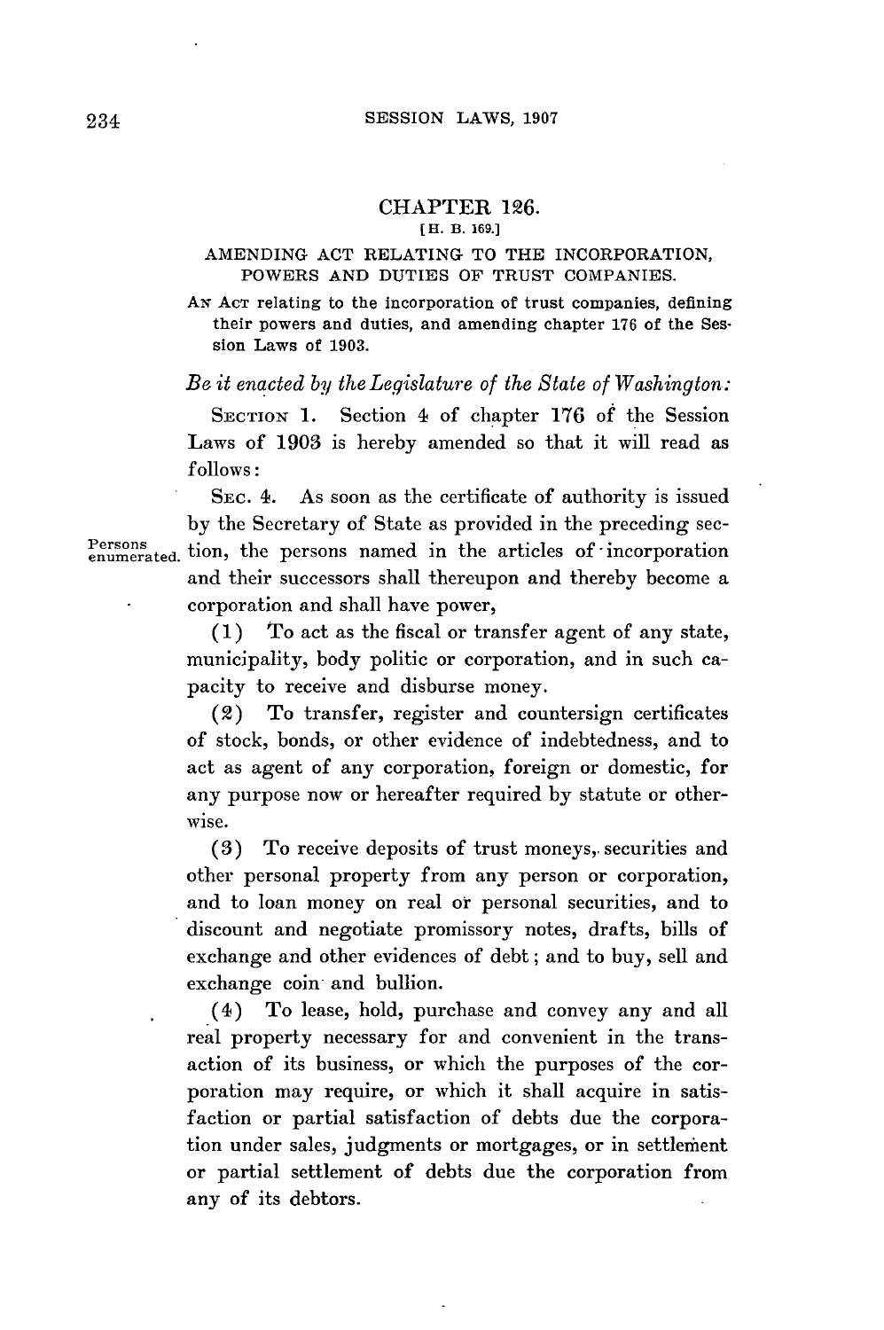# CHAPTER 126.

[H. B. 169.]

## AMENDING ACT RELATING TO THE INCORPORATION, POWERS AND DUTIES OF TRUST COMPANIES.

AN ACT relating to the incorporation of trust companies, defining their powers and duties, and amending chapter 176 of the Session Laws of 1903.

*Be it enacted by the Legislature of the State of Washington:*

SECTION 1. Section 4 of chapter 176 of the Session Laws of 1903 is hereby amended so that it will read as follows:

Persons enumerated.

SEC. 4. As soon as the certificate of authority is issued by the Secretary of State as provided in the preceding section, the persons named in the articles of incorporation and their successors shall thereupon and thereby become a corporation and shall have power,

(1) To act as the fiscal or transfer agent of any state, municipality, body politic or corporation, and in such capacity to receive and disburse money.

(2) To transfer, register and countersign certificates of stock, bonds, or other evidence of indebtedness, and to act as agent of any corporation, foreign or domestic, for any purpose now or hereafter required by statute or otherwise.

(3) To receive deposits of trust moneys, securities and other personal property from any person or corporation, and to loan money on real or personal securities, and to discount and negotiate promissory notes, drafts, bills of exchange and other evidences of debt; and to buy, sell and exchange coin and bullion.

(4) To lease, hold, purchase and convey any and all real property necessary for and convenient in the transaction of its business, or which the purposes of the corporation may require, or which it shall acquire in satisfaction or partial satisfaction of debts due the corporation under sales, judgments or mortgages, or in settlement or partial settlement of debts due the corporation from any of its debtors.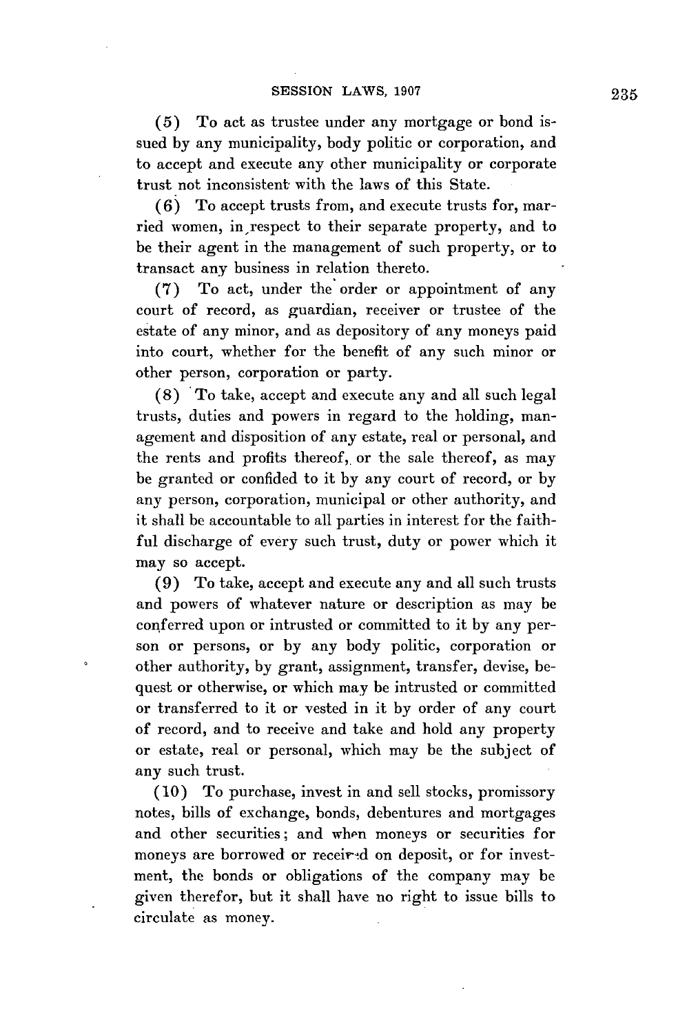(5) To act as trustee under any mortgage or bond issued by any municipality, body politic or corporation, and to accept and execute any other municipality or corporate trust not inconsistent with the laws of this State.

(6) To accept trusts from, and execute trusts for, married women, in respect to their separate property, and to be their agent in the management of such property, or to transact any business in relation thereto.

(7) To act, under the order or appointment of any court of record, as guardian, receiver or trustee of the estate of any minor, and as depository of any moneys paid into court, whether for the benefit of any such minor or other person, corporation or party.

(8) To take, accept and execute any and all such legal trusts, duties and powers in regard to the holding, management and disposition of any estate, real or personal, and the rents and profits thereof, or the sale thereof, as may be granted or confided to it by any court of record, or by any person, corporation, municipal or other authority, and it shall be accountable to all parties in interest for the faithful discharge of every such trust, duty or power which it may so accept.

(9) To take, accept and execute any and all such trusts and powers of whatever nature or description as may be conferred upon or intrusted or committed to it by any person or persons, or by any body politic, corporation or other authority, by grant, assignment, transfer, devise, bequest or otherwise, or which may be intrusted or committed or transferred to it or vested in it by order of any court of record, and to receive and take and hold any property or estate, real or personal, which may be the subject of any such trust.

(10) To purchase, invest in and sell stocks, promissory notes, bills of exchange, bonds, debentures and mortgages and other securities; and when moneys or securities for moneys are borrowed or received on deposit, or for investment, the bonds or obligations of the company may be given therefor, but it shall have no right to issue bills to circulate as money.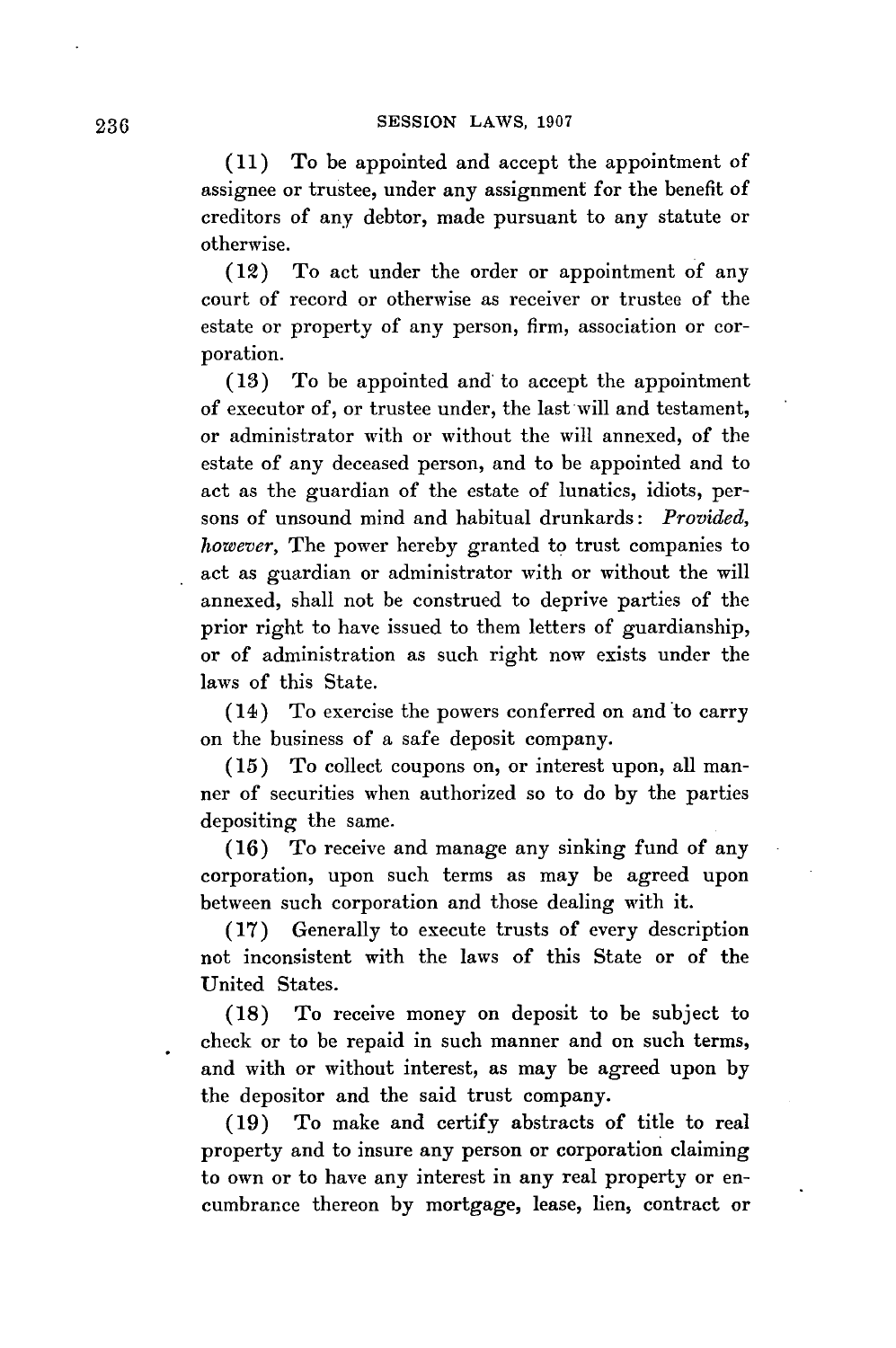(11) To be appointed and accept the appointment of assignee or trustee, under any assignment for the benefit of creditors of any debtor, made pursuant to any statute or otherwise.

(12) To act under the order or appointment of any court of record or otherwise as receiver or trustee of the estate or property of any person, firm, association or corporation.

(13) To be appointed and to accept the appointment of executor of, or trustee under, the last will and testament, or administrator with or without the will annexed, of the estate of any deceased person, and to be appointed and to act as the guardian of the estate of lunatics, idiots, persons of unsound mind and habitual drunkards: *Provided, however,* The power hereby granted to trust companies to act as guardian or administrator with or without the will annexed, shall not be construed to deprive parties of the prior right to have issued to them letters of guardianship, or of administration as such right now exists under the laws of this State.

(14) To exercise the powers conferred on and to carry on the business of a safe deposit company.

(15) To collect coupons on, or interest upon, all manner of securities when authorized so to do by the parties depositing the same.

(16) To receive and manage any sinking fund of any corporation, upon such terms as may be agreed upon between such corporation and those dealing with it.

(17) Generally to execute trusts of every description not inconsistent with the laws of this State or of the United States.

(18) To receive money on deposit to be subject to check or to be repaid in such manner and on such terms, and with or without interest, as may be agreed upon by the depositor and the said trust company.

(19) To make and certify abstracts of title to real property and to insure any person or corporation claiming to own or to have any interest in any real property or encumbrance thereon by mortgage, lease, lien, contract or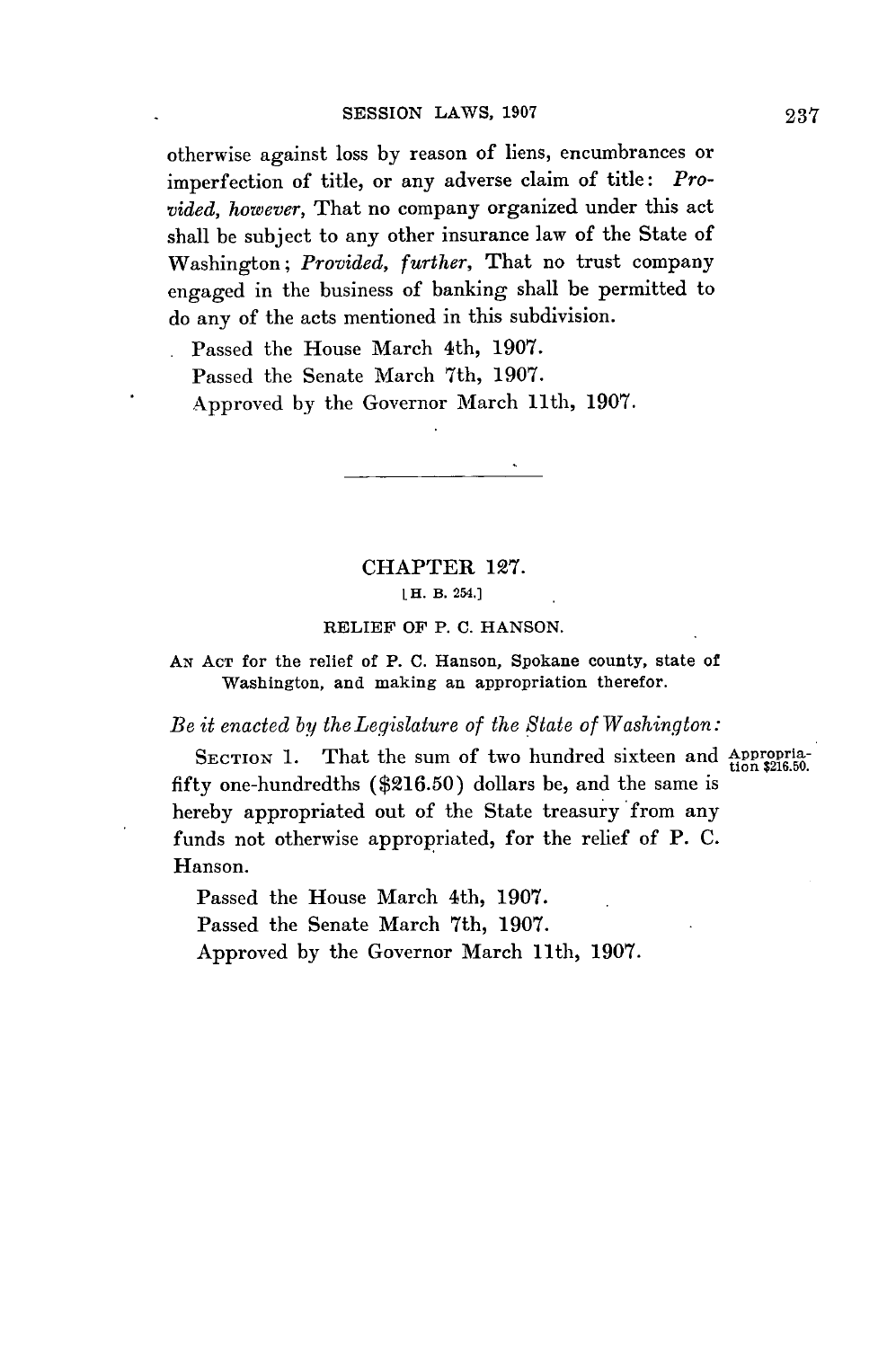otherwise against loss by reason of liens, encumbrances or imperfection of title, or any adverse claim of title: *Provided, however,* That no company organized under this act shall be subject to any other insurance law of the State of Washington; *Provided, further,* That no trust company engaged in the business of banking shall be permitted to do any of the acts mentioned in this subdivision.

Passed the House March 4th, 1907.

Passed the Senate March 7th, 1907.

Approved by the Governor March 11th, 1907.

---

## CHAPTER 127.

[H. B. 254.]

### RELIEF OF P. C. HANSON.

AN ACT for the relief of P. C. Hanson, Spokane county, state of Washington, and making an appropriation therefor.

*Be it enacted by the Legislature of the State of Washington:*

SECTION 1. That the sum of two hundred sixteen and fifty one-hundredths ($216.50) dollars be, and the same is hereby appropriated out of the State treasury from any funds not otherwise appropriated, for the relief of P. C. Hanson.

Appropriation $216.50.

Passed the House March 4th, 1907.

Passed the Senate March 7th, 1907.

Approved by the Governor March 11th, 1907.